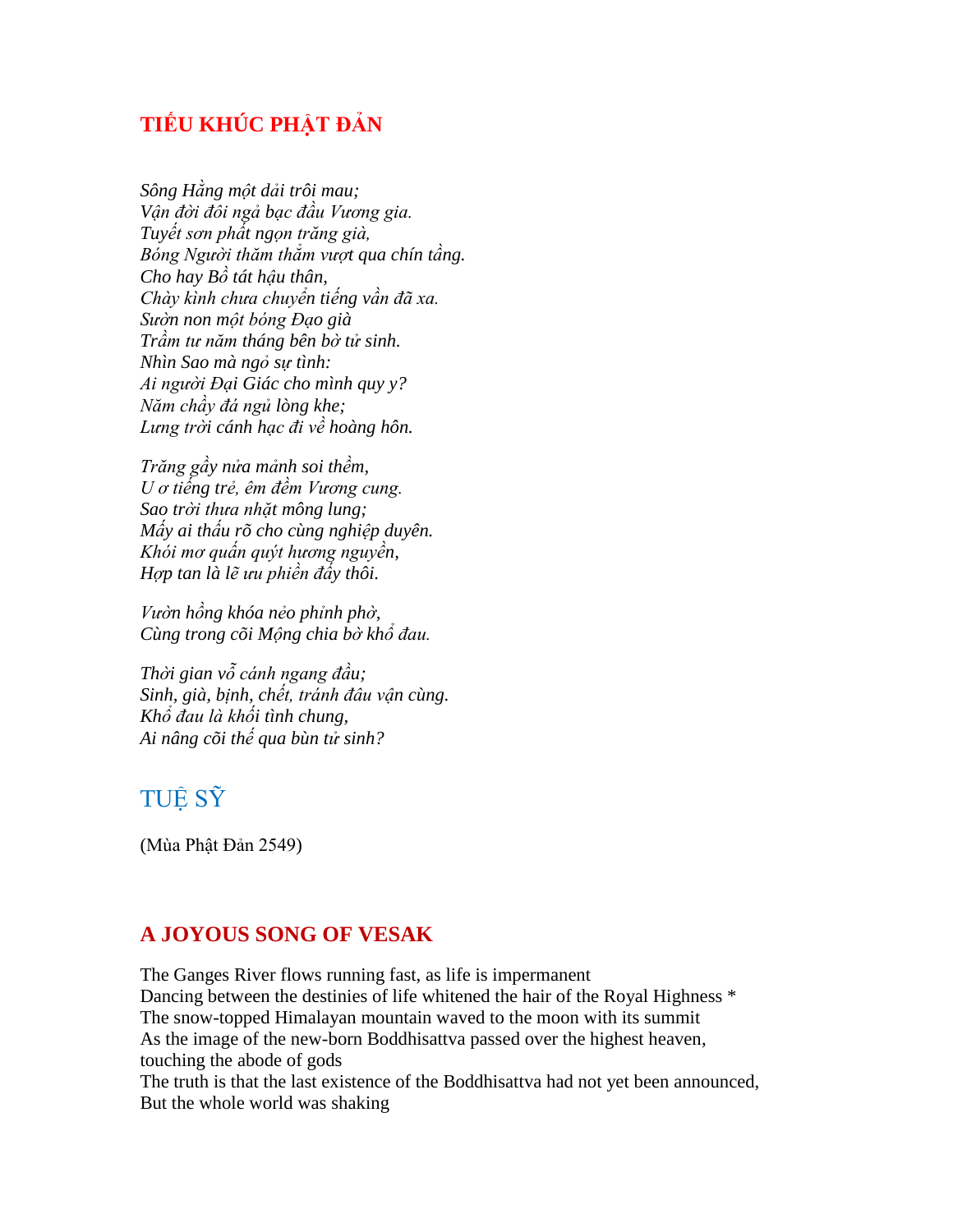## TIẾU KHÚC PHẬT ĐẢN

*Sông Hằng một dải trôi mau;*
*Vận đời đôi ngả bạc đầu Vương gia.*
*Tuyết sơn phất ngọn trăng già,*
*Bóng Người thăm thẳm vượt qua chín tầng.*
*Cho hay Bồ tát hậu thân,*
*Chày kình chưa chuyển tiếng vần đã xa.*
*Sườn non một bóng Đạo già*
*Trầm tư năm tháng bên bờ tử sinh.*
*Nhìn Sao mà ngỏ sự tình:*
*Ai người Đại Giác cho mình quy y?*
*Năm chầy đá ngủ lòng khe;*
*Lưng trời cánh hạc đi về hoàng hôn.*

*Trăng gầy nửa mảnh soi thềm,*
*U ơ tiếng trẻ, êm đềm Vương cung.*
*Sao trời thưa nhặt mông lung;*
*Mấy ai thấu rõ cho cùng nghiệp duyên.*
*Khói mơ quấn quýt hương nguyền,*
*Hợp tan là lẽ ưu phiền đấy thôi.*

*Vườn hồng khóa nẻo phỉnh phờ,*
*Cùng trong cõi Mộng chia bờ khổ đau.*

*Thời gian vỗ cánh ngang đầu;*
*Sinh, già, bịnh, chết, tránh đâu vận cùng.*
*Khổ đau là khối tình chung,*
*Ai nâng cõi thế qua bùn tử sinh?*

TUỆ SỸ

(Mùa Phật Đản 2549)

## A JOYOUS SONG OF VESAK

The Ganges River flows running fast, as life is impermanent
Dancing between the destinies of life whitened the hair of the Royal Highness *
The snow-topped Himalayan mountain waved to the moon with its summit
As the image of the new-born Boddhisattva passed over the highest heaven, touching the abode of gods
The truth is that the last existence of the Boddhisattva had not yet been announced,
But the whole world was shaking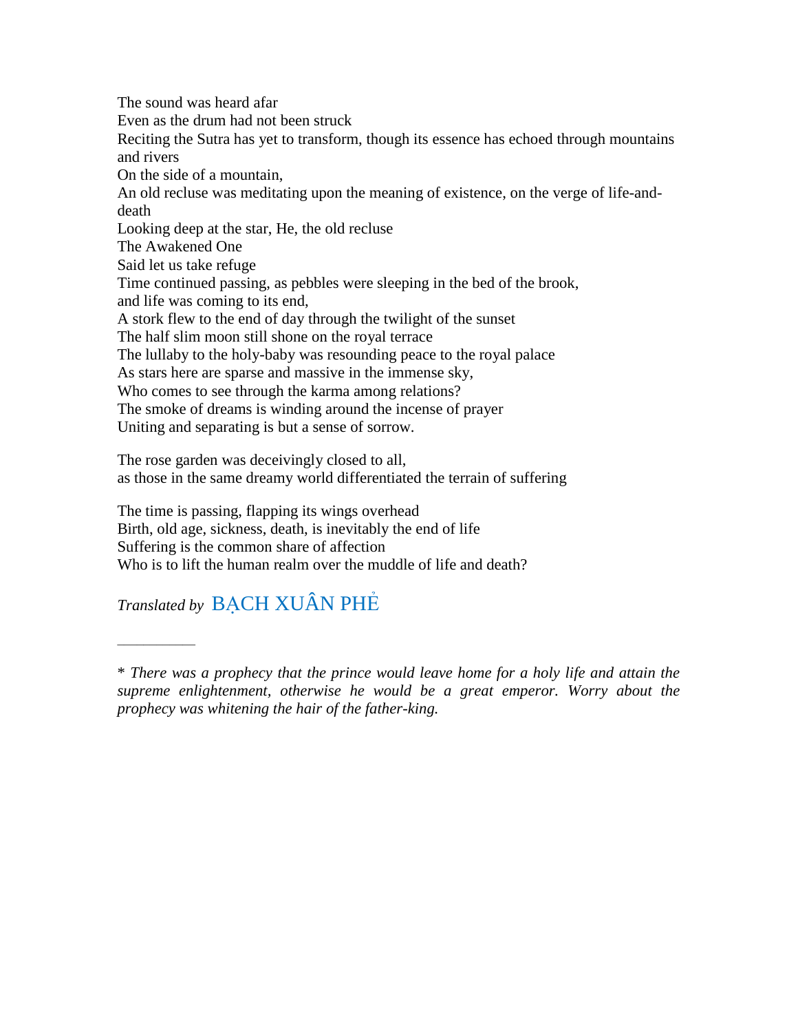The sound was heard afar  
Even as the drum had not been struck  
Reciting the Sutra has yet to transform, though its essence has echoed through mountains and rivers  
On the side of a mountain,  
An old recluse was meditating upon the meaning of existence, on the verge of life-and-death  
Looking deep at the star, He, the old recluse  
The Awakened One  
Said let us take refuge  
Time continued passing, as pebbles were sleeping in the bed of the brook,  
and life was coming to its end,  
A stork flew to the end of day through the twilight of the sunset  
The half slim moon still shone on the royal terrace  
The lullaby to the holy-baby was resounding peace to the royal palace  
As stars here are sparse and massive in the immense sky,  
Who comes to see through the karma among relations?  
The smoke of dreams is winding around the incense of prayer  
Uniting and separating is but a sense of sorrow.

The rose garden was deceivingly closed to all,  
as those in the same dreamy world differentiated the terrain of suffering

The time is passing, flapping its wings overhead  
Birth, old age, sickness, death, is inevitably the end of life  
Suffering is the common share of affection  
Who is to lift the human realm over the muddle of life and death?

*Translated by* BẠCH XUÂN PHẺ

---

\* *There was a prophecy that the prince would leave home for a holy life and attain the supreme enlightenment, otherwise he would be a great emperor. Worry about the prophecy was whitening the hair of the father-king.*